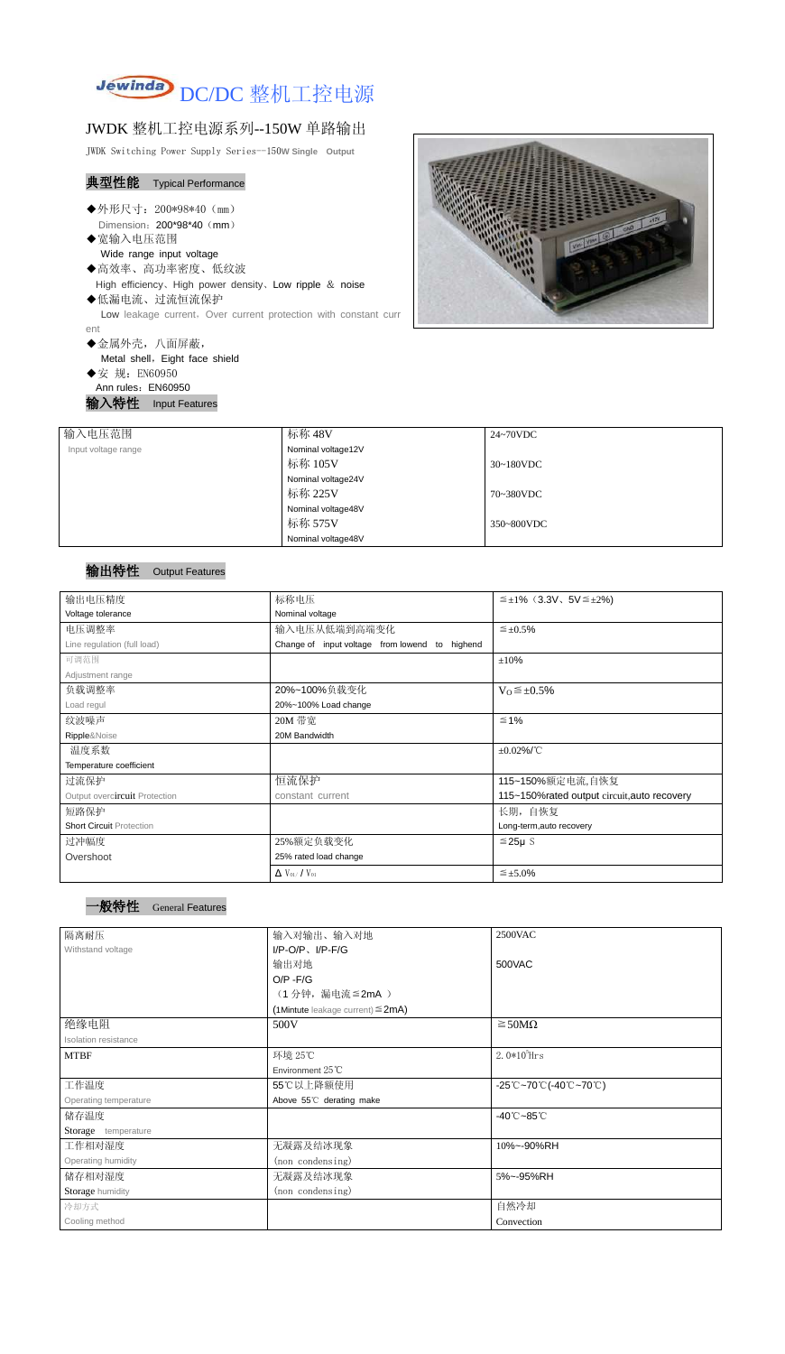# Jewinda DC/DC 整机工控电源

## JWDK 整机工控电源系列--150W 单路输出

JWDK Switching Power Supply Series--150W Single Output

### 典型性能 Typical Performance

- ◆外形尺寸：200*98*40（mm）
  Dimension：200*98*40（mm）
- ◆宽输入电压范围
  Wide range input voltage
- ◆高效率、高功率密度、低纹波
  High efficiency、High power density、Low ripple & noise
- ◆低漏电流、过流恒流保护
  Low leakage current，Over current protection with constant current
- ◆金属外壳，八面屏蔽，
  Metal shell，Eight face shield
- ◆安 规：EN60950
  Ann rules：EN60950

### 输入特性 Input Features

| 输入电压范围 Input voltage range | 标称 48V Nominal voltage12V | 24~70VDC |
|---|---|---|
| | 标称 105V Nominal voltage24V | 30~180VDC |
| | 标称 225V Nominal voltage48V | 70~380VDC |
| | 标称 575V Nominal voltage48V | 350~800VDC |

### 输出特性 Output Features

| 输出电压精度 Voltage tolerance | 标称电压 Nominal voltage | ≦±1%（3.3V、5V≦±2%) |
|---|---|---|
| 电压调整率 Line regulation (full load) | 输入电压从低端到高端变化 Change of input voltage from lowend to highend | ≦±0.5% |
| 可调范围 Adjustment range | | ±10% |
| 负载调整率 Load regul | 20%~100%负载变化 20%~100% Load change | $V_O$≦±0.5% |
| 纹波噪声 Ripple&Noise | 20M 带宽 20M Bandwidth | ≦1% |
| 温度系数 Temperature coefficient | | ±0.02%/℃ |
| 过流保护 Output overcircuit Protection | 恒流保护 constant current | 115~150%额定电流,自恢复 115~150%rated output circuit,auto recovery |
| 短路保护 Short Circuit Protection | | 长期，自恢复 Long-term,auto recovery |
| 过冲幅度 Overshoot | 25%额定负载变化 25% rated load change | ≦25μS |
| | $\Delta V_{01}/V_{01}$ | ≦±5.0% |

### 一般特性 General Features

| 隔离耐压 Withstand voltage | 输入对输出、输入对地 I/P-O/P、I/P-F/G | 2500VAC |
|---|---|---|
| | 输出对地 O/P -F/G | 500VAC |
| | （1 分钟，漏电流≦2mA ） (1Mintute leakage current)≦2mA) | |
| 绝缘电阻 Isolation resistance | 500V | ≧50MΩ |
| MTBF | 环境 25℃ Environment 25℃ | $2.0*10^5$Hrs |
| 工作温度 Operating temperature | 55℃以上降额使用 Above 55℃ derating make | -25℃~70℃(-40℃~70℃) |
| 储存温度 Storage temperature | | -40℃~85℃ |
| 工作相对湿度 Operating humidity | 无凝露及结冰现象 (non condensing) | 10%~-90%RH |
| 储存相对湿度 Storage humidity | 无凝露及结冰现象 (non condensing) | 5%~-95%RH |
| 冷却方式 Cooling method | | 自然冷却 Convection |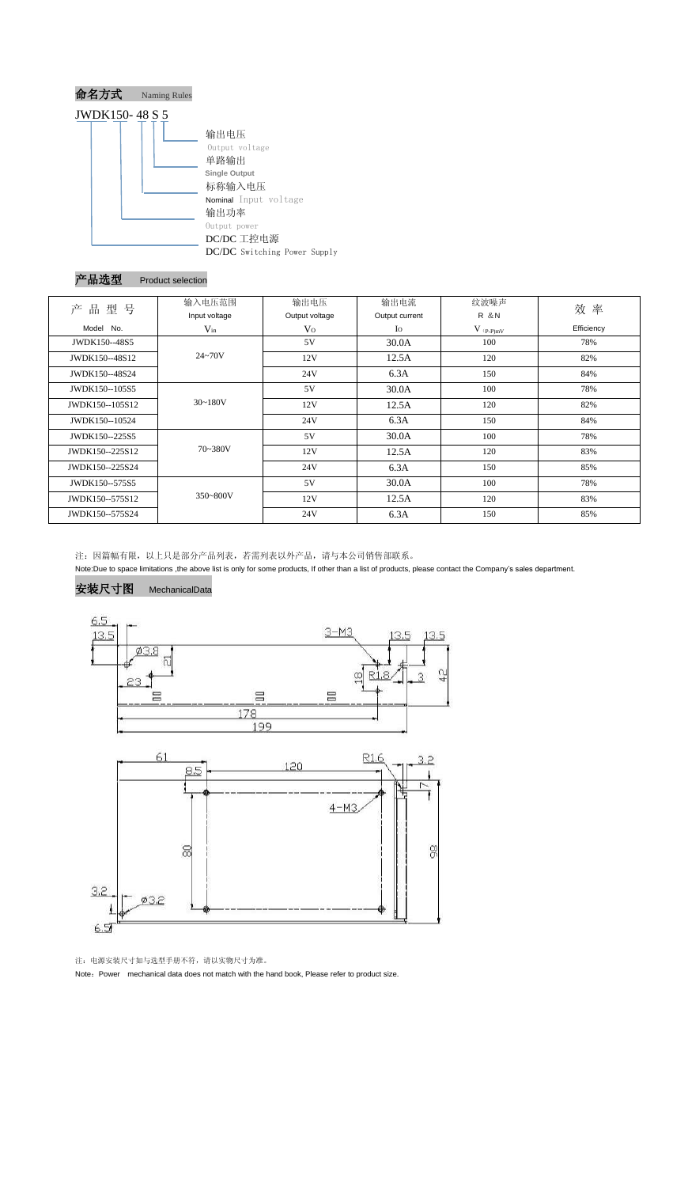## 命名方式 Naming Rules

JWDK150- 48 S 5

- 输出电压 Output voltage
- 单路输出 Single Output
- 标称输入电压 Nominal Input voltage
- 输出功率 Output power
- DC/DC 工控电源 DC/DC Switching Power Supply

## 产品选型 Product selection

| 产 品 型 号<br>Model No. | 输入电压范围<br>Input voltage<br>$V_{in}$ | 输出电压<br>Output voltage<br>$V_O$ | 输出电流<br>Output current<br>$I_O$ | 纹波噪声<br>R &N<br>$V_{(P-P)mV}$ | 效 率<br>Efficiency |
|---|---|---|---|---|---|
| JWDK150--48S5 | 24~70V | 5V | 30.0A | 100 | 78% |
| JWDK150--48S12 | | 12V | 12.5A | 120 | 82% |
| JWDK150--48S24 | | 24V | 6.3A | 150 | 84% |
| JWDK150--105S5 | 30~180V | 5V | 30.0A | 100 | 78% |
| JWDK150--105S12 | | 12V | 12.5A | 120 | 82% |
| JWDK150--10524 | | 24V | 6.3A | 150 | 84% |
| JWDK150--225S5 | 70~380V | 5V | 30.0A | 100 | 78% |
| JWDK150--225S12 | | 12V | 12.5A | 120 | 83% |
| JWDK150--225S24 | | 24V | 6.3A | 150 | 85% |
| JWDK150--575S5 | 350~800V | 5V | 30.0A | 100 | 78% |
| JWDK150--575S12 | | 12V | 12.5A | 120 | 83% |
| JWDK150--575S24 | | 24V | 6.3A | 150 | 85% |

注：因篇幅有限，以上只是部分产品列表，若需列表以外产品，请与本公司销售部联系。

Note:Due to space limitations ,the above list is only for some products, If other than a list of products, please contact the Company's sales department.

## 安装尺寸图 MechanicalData

6.5
13.5
Ø3.8
21
23
3-M3
13.5
13.5
18
R1.8
3
42
178
199

61
8.5
120
R1.6
3.2
7
4-M3
80
98
3.2
Ø3.2
6.5

注：电源安装尺寸如与选型手册不符，请以实物尺寸为准。

Note：Power mechanical data does not match with the hand book, Please refer to product size.